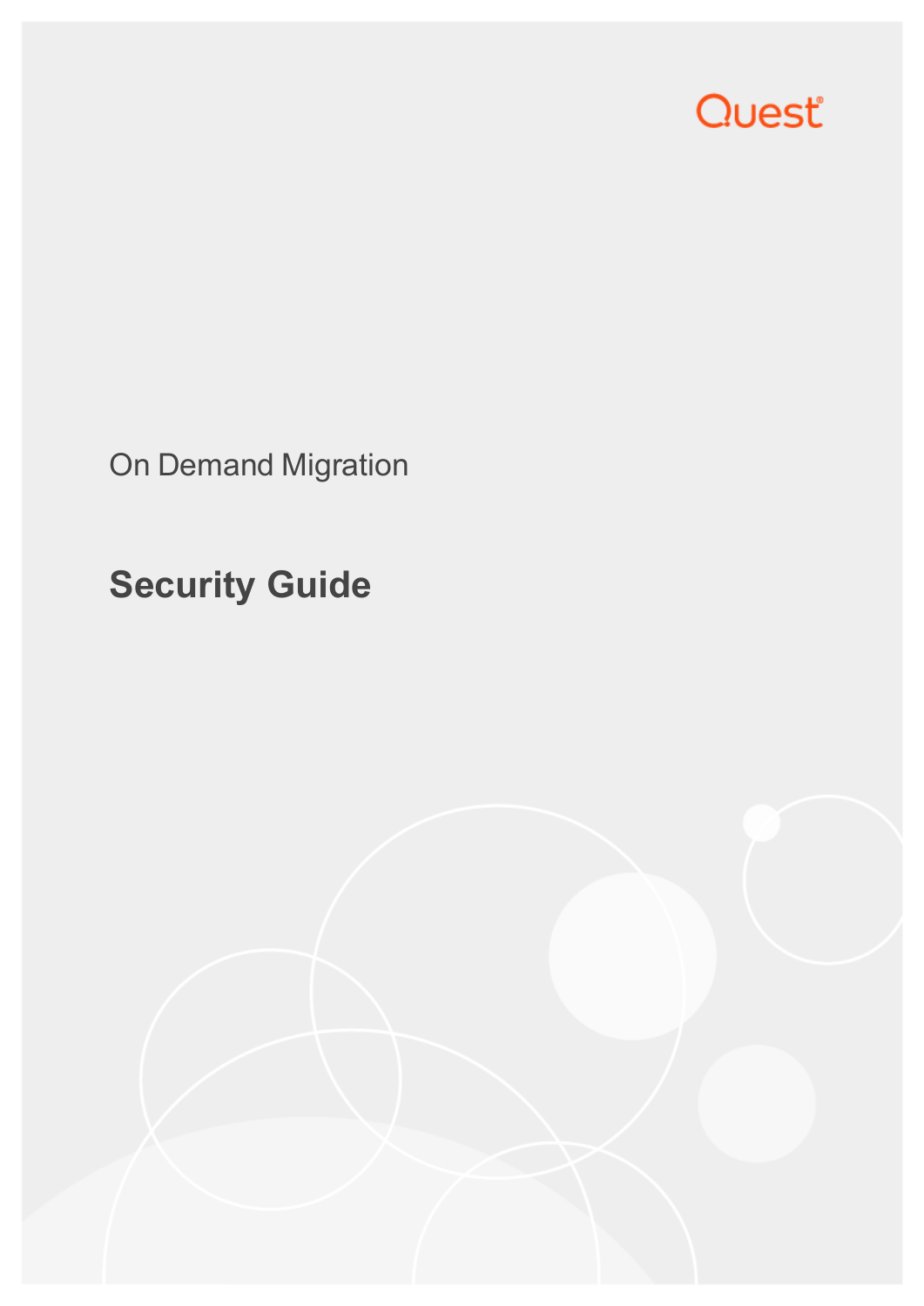Quest

On Demand Migration

# Security Guide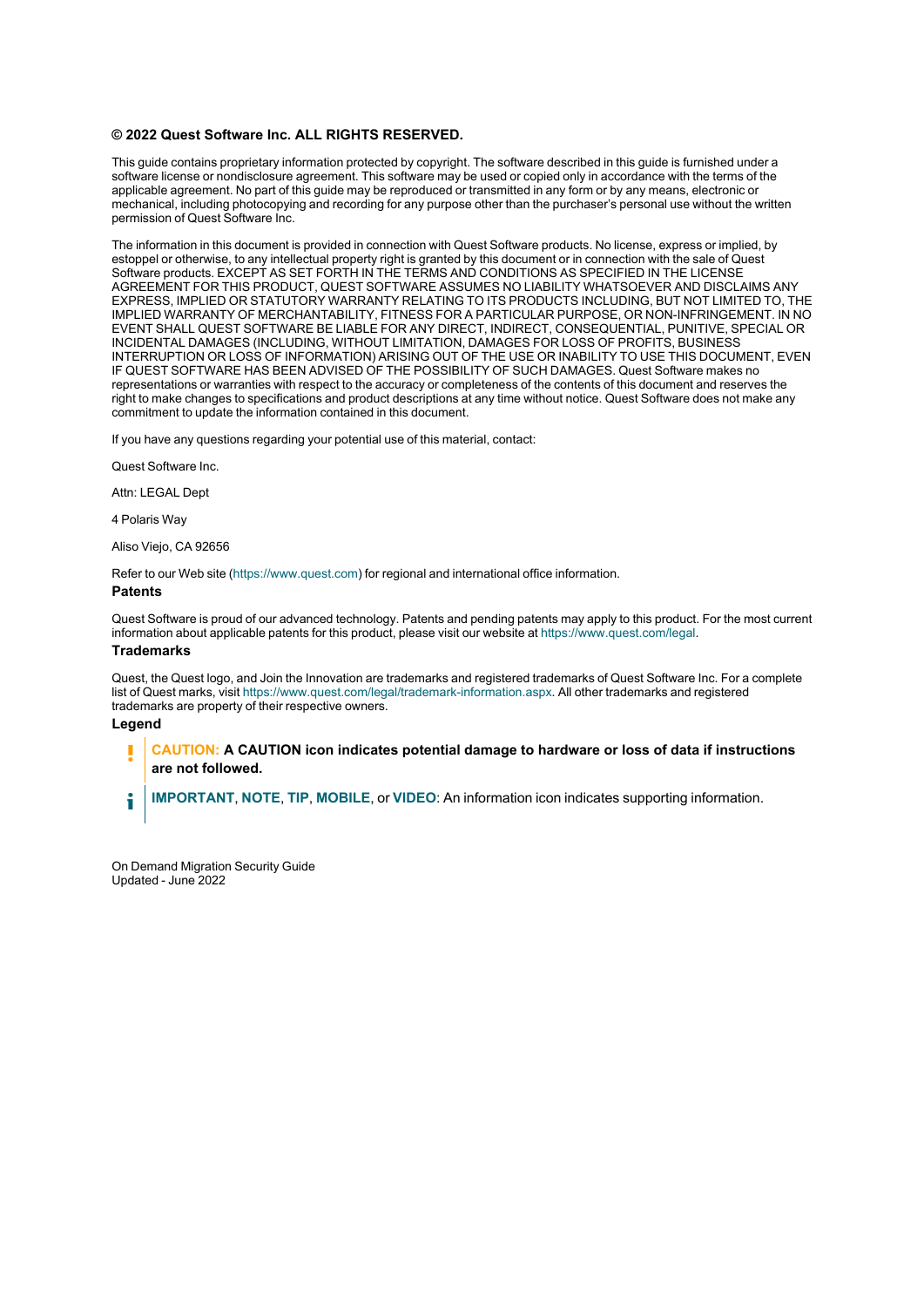**© 2022 Quest Software Inc. ALL RIGHTS RESERVED.**

This guide contains proprietary information protected by copyright. The software described in this guide is furnished under a software license or nondisclosure agreement. This software may be used or copied only in accordance with the terms of the applicable agreement. No part of this guide may be reproduced or transmitted in any form or by any means, electronic or mechanical, including photocopying and recording for any purpose other than the purchaser's personal use without the written permission of Quest Software Inc.

The information in this document is provided in connection with Quest Software products. No license, express or implied, by estoppel or otherwise, to any intellectual property right is granted by this document or in connection with the sale of Quest Software products. EXCEPT AS SET FORTH IN THE TERMS AND CONDITIONS AS SPECIFIED IN THE LICENSE AGREEMENT FOR THIS PRODUCT, QUEST SOFTWARE ASSUMES NO LIABILITY WHATSOEVER AND DISCLAIMS ANY EXPRESS, IMPLIED OR STATUTORY WARRANTY RELATING TO ITS PRODUCTS INCLUDING, BUT NOT LIMITED TO, THE IMPLIED WARRANTY OF MERCHANTABILITY, FITNESS FOR A PARTICULAR PURPOSE, OR NON-INFRINGEMENT. IN NO EVENT SHALL QUEST SOFTWARE BE LIABLE FOR ANY DIRECT, INDIRECT, CONSEQUENTIAL, PUNITIVE, SPECIAL OR INCIDENTAL DAMAGES (INCLUDING, WITHOUT LIMITATION, DAMAGES FOR LOSS OF PROFITS, BUSINESS INTERRUPTION OR LOSS OF INFORMATION) ARISING OUT OF THE USE OR INABILITY TO USE THIS DOCUMENT, EVEN IF QUEST SOFTWARE HAS BEEN ADVISED OF THE POSSIBILITY OF SUCH DAMAGES. Quest Software makes no representations or warranties with respect to the accuracy or completeness of the contents of this document and reserves the right to make changes to specifications and product descriptions at any time without notice. Quest Software does not make any commitment to update the information contained in this document.

If you have any questions regarding your potential use of this material, contact:

Quest Software Inc.

Attn: LEGAL Dept

4 Polaris Way

Aliso Viejo, CA 92656

Refer to our Web site (https://www.quest.com) for regional and international office information.

### Patents

Quest Software is proud of our advanced technology. Patents and pending patents may apply to this product. For the most current information about applicable patents for this product, please visit our website at https://www.quest.com/legal.

### Trademarks

Quest, the Quest logo, and Join the Innovation are trademarks and registered trademarks of Quest Software Inc. For a complete list of Quest marks, visit https://www.quest.com/legal/trademark-information.aspx. All other trademarks and registered trademarks are property of their respective owners.

### Legend

**CAUTION: A CAUTION icon indicates potential damage to hardware or loss of data if instructions are not followed.**

**IMPORTANT**, **NOTE**, **TIP**, **MOBILE**, or **VIDEO**: An information icon indicates supporting information.

On Demand Migration Security Guide
Updated - June 2022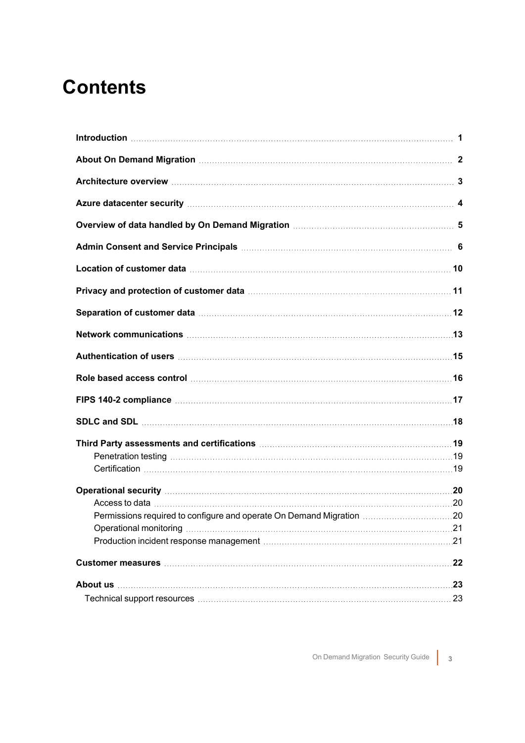# Contents

**Introduction** 1

**About On Demand Migration** 2

**Architecture overview** 3

**Azure datacenter security** 4

**Overview of data handled by On Demand Migration** 5

**Admin Consent and Service Principals** 6

**Location of customer data** 10

**Privacy and protection of customer data** 11

**Separation of customer data** 12

**Network communications** 13

**Authentication of users** 15

**Role based access control** 16

**FIPS 140-2 compliance** 17

**SDLC and SDL** 18

**Third Party assessments and certifications** 19

- Penetration testing 19
- Certification 19

**Operational security** 20

- Access to data 20
- Permissions required to configure and operate On Demand Migration 20
- Operational monitoring 21
- Production incident response management 21

**Customer measures** 22

**About us** 23

- Technical support resources 23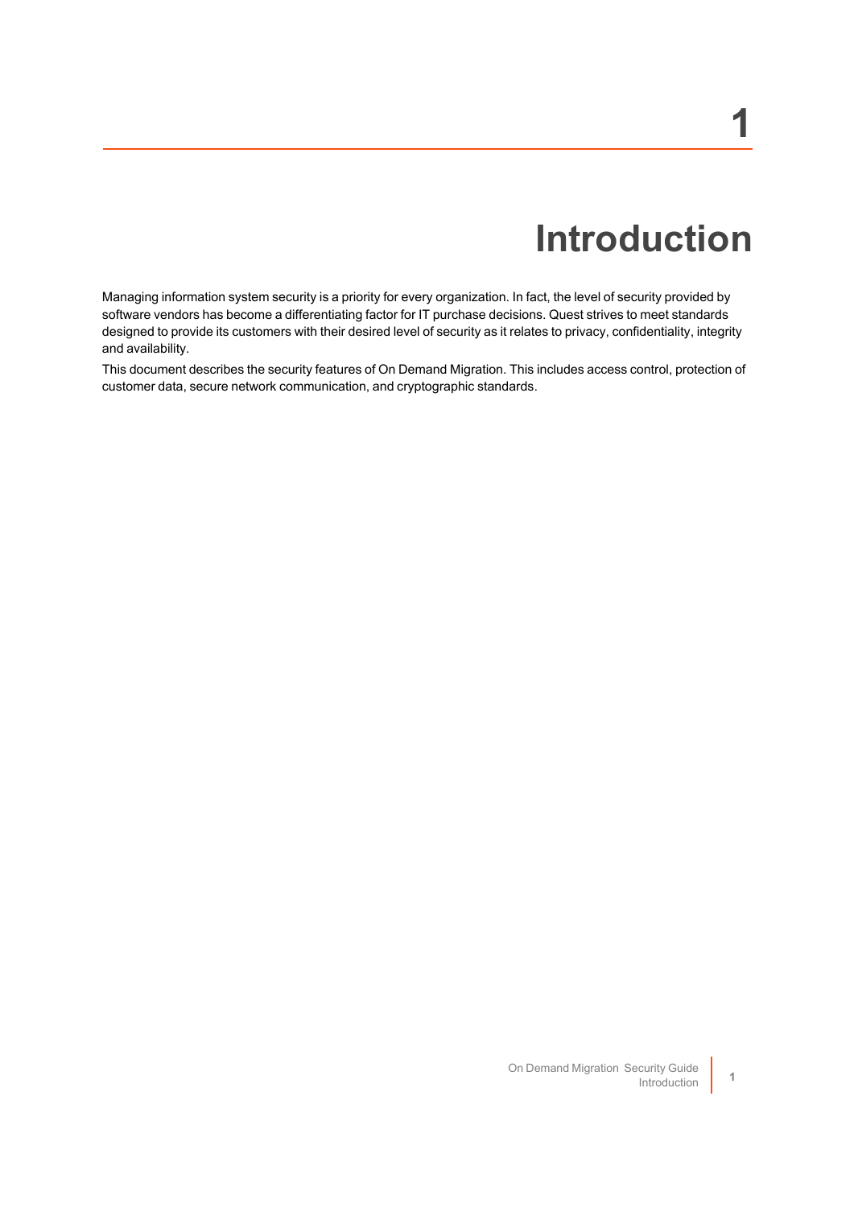# 1 Introduction

Managing information system security is a priority for every organization. In fact, the level of security provided by software vendors has become a differentiating factor for IT purchase decisions. Quest strives to meet standards designed to provide its customers with their desired level of security as it relates to privacy, confidentiality, integrity and availability.

This document describes the security features of On Demand Migration. This includes access control, protection of customer data, secure network communication, and cryptographic standards.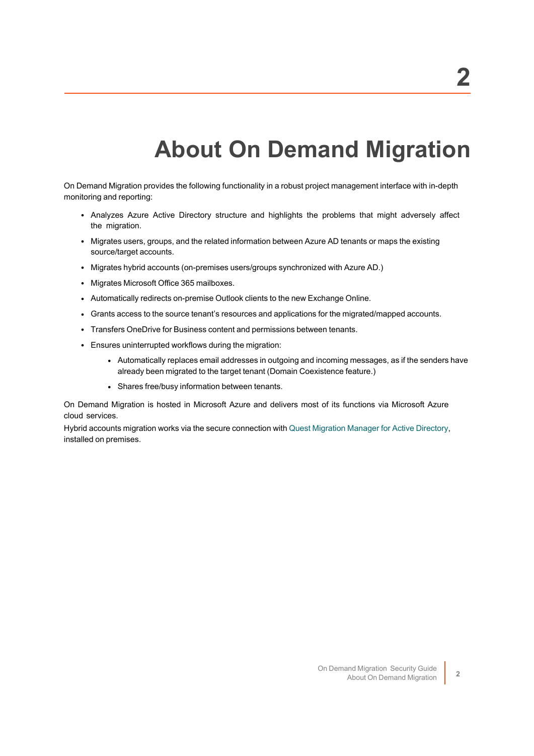# About On Demand Migration

On Demand Migration provides the following functionality in a robust project management interface with in-depth monitoring and reporting:

- Analyzes Azure Active Directory structure and highlights the problems that might adversely affect the migration.
- Migrates users, groups, and the related information between Azure AD tenants or maps the existing source/target accounts.
- Migrates hybrid accounts (on-premises users/groups synchronized with Azure AD.)
- Migrates Microsoft Office 365 mailboxes.
- Automatically redirects on-premise Outlook clients to the new Exchange Online.
- Grants access to the source tenant's resources and applications for the migrated/mapped accounts.
- Transfers OneDrive for Business content and permissions between tenants.
- Ensures uninterrupted workflows during the migration:
  - Automatically replaces email addresses in outgoing and incoming messages, as if the senders have already been migrated to the target tenant (Domain Coexistence feature.)
  - Shares free/busy information between tenants.

On Demand Migration is hosted in Microsoft Azure and delivers most of its functions via Microsoft Azure cloud services.

Hybrid accounts migration works via the secure connection with Quest Migration Manager for Active Directory, installed on premises.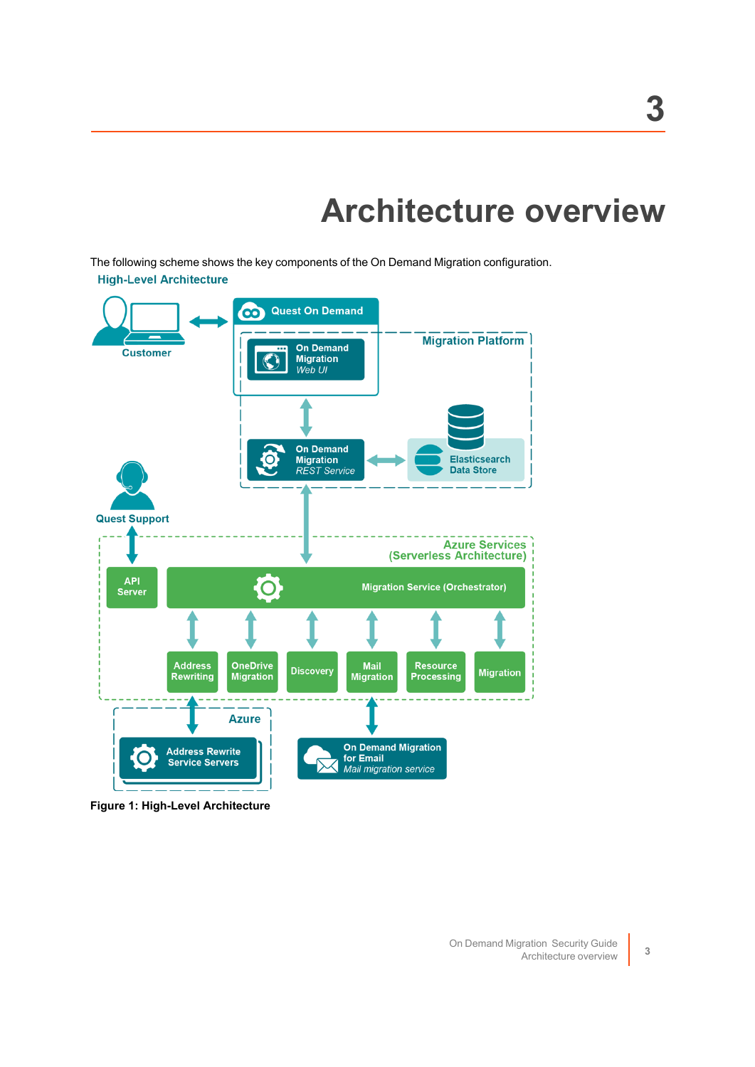# 3

# Architecture overview

The following scheme shows the key components of the On Demand Migration configuration.

High-Level Architecture

**Figure 1: High-Level Architecture**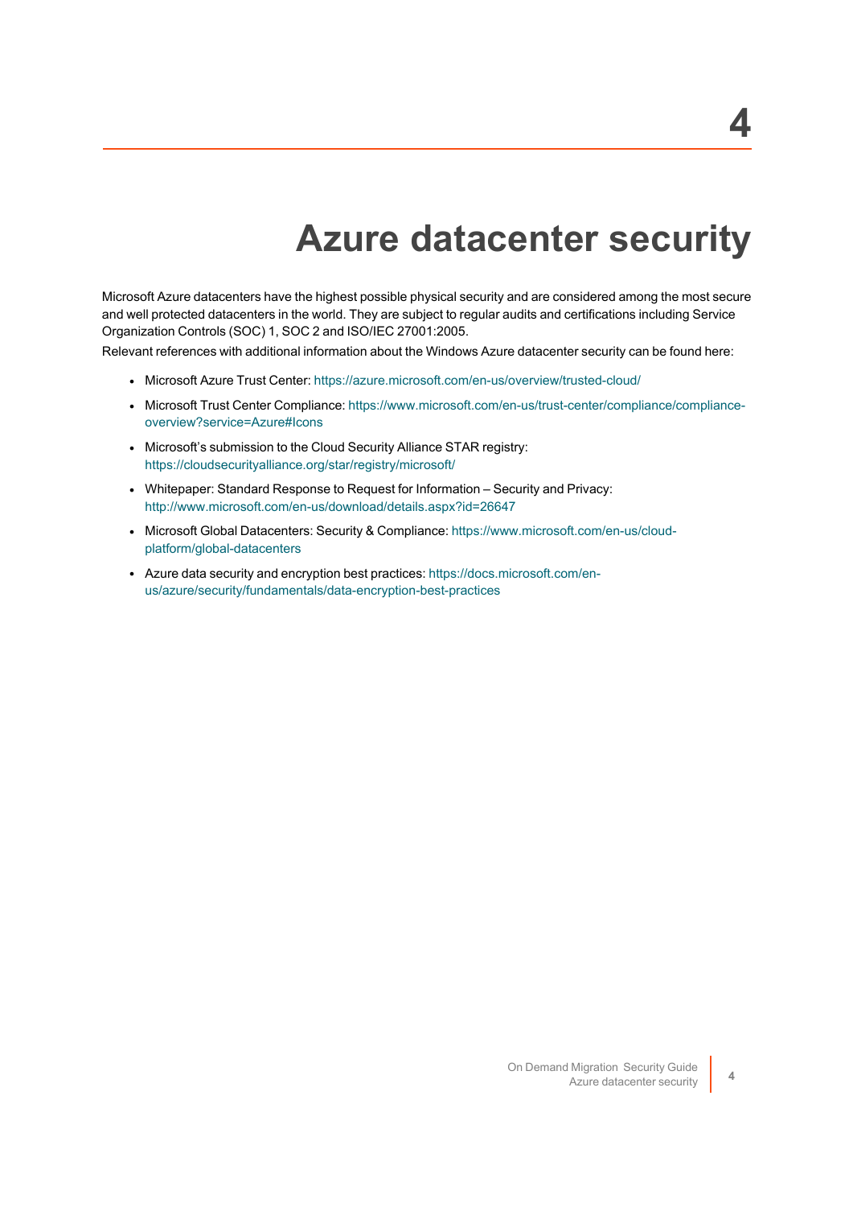# 4 Azure datacenter security

Microsoft Azure datacenters have the highest possible physical security and are considered among the most secure and well protected datacenters in the world. They are subject to regular audits and certifications including Service Organization Controls (SOC) 1, SOC 2 and ISO/IEC 27001:2005.

Relevant references with additional information about the Windows Azure datacenter security can be found here:

- Microsoft Azure Trust Center: https://azure.microsoft.com/en-us/overview/trusted-cloud/
- Microsoft Trust Center Compliance: https://www.microsoft.com/en-us/trust-center/compliance/compliance-overview?service=Azure#Icons
- Microsoft's submission to the Cloud Security Alliance STAR registry: https://cloudsecurityalliance.org/star/registry/microsoft/
- Whitepaper: Standard Response to Request for Information – Security and Privacy: http://www.microsoft.com/en-us/download/details.aspx?id=26647
- Microsoft Global Datacenters: Security & Compliance: https://www.microsoft.com/en-us/cloud-platform/global-datacenters
- Azure data security and encryption best practices: https://docs.microsoft.com/en-us/azure/security/fundamentals/data-encryption-best-practices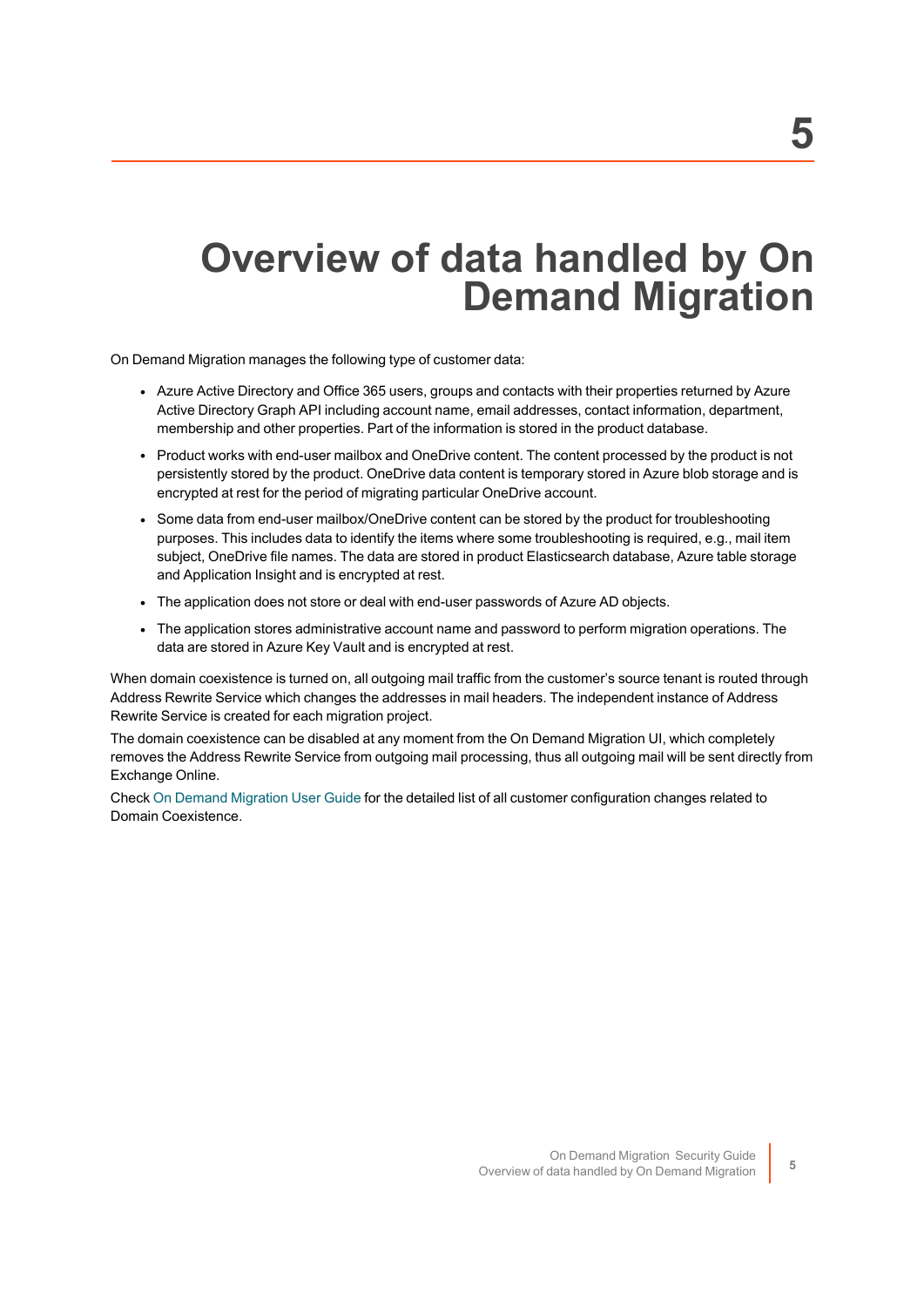# 5 Overview of data handled by On Demand Migration

On Demand Migration manages the following type of customer data:

- Azure Active Directory and Office 365 users, groups and contacts with their properties returned by Azure Active Directory Graph API including account name, email addresses, contact information, department, membership and other properties. Part of the information is stored in the product database.
- Product works with end-user mailbox and OneDrive content. The content processed by the product is not persistently stored by the product. OneDrive data content is temporary stored in Azure blob storage and is encrypted at rest for the period of migrating particular OneDrive account.
- Some data from end-user mailbox/OneDrive content can be stored by the product for troubleshooting purposes. This includes data to identify the items where some troubleshooting is required, e.g., mail item subject, OneDrive file names. The data are stored in product Elasticsearch database, Azure table storage and Application Insight and is encrypted at rest.
- The application does not store or deal with end-user passwords of Azure AD objects.
- The application stores administrative account name and password to perform migration operations. The data are stored in Azure Key Vault and is encrypted at rest.

When domain coexistence is turned on, all outgoing mail traffic from the customer's source tenant is routed through Address Rewrite Service which changes the addresses in mail headers. The independent instance of Address Rewrite Service is created for each migration project.

The domain coexistence can be disabled at any moment from the On Demand Migration UI, which completely removes the Address Rewrite Service from outgoing mail processing, thus all outgoing mail will be sent directly from Exchange Online.

Check On Demand Migration User Guide for the detailed list of all customer configuration changes related to Domain Coexistence.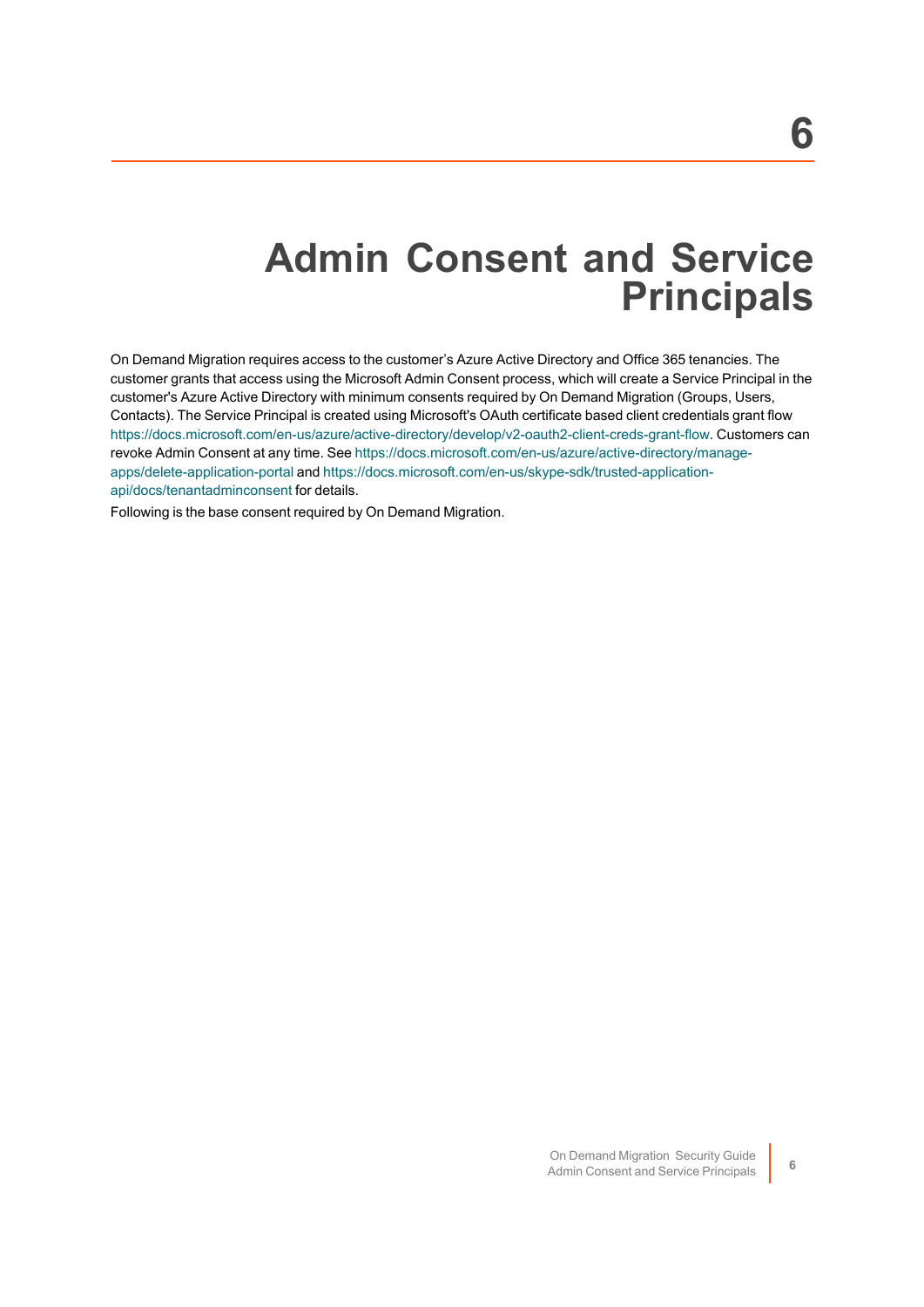# 6 Admin Consent and Service Principals

On Demand Migration requires access to the customer's Azure Active Directory and Office 365 tenancies. The customer grants that access using the Microsoft Admin Consent process, which will create a Service Principal in the customer's Azure Active Directory with minimum consents required by On Demand Migration (Groups, Users, Contacts). The Service Principal is created using Microsoft's OAuth certificate based client credentials grant flow https://docs.microsoft.com/en-us/azure/active-directory/develop/v2-oauth2-client-creds-grant-flow. Customers can revoke Admin Consent at any time. See https://docs.microsoft.com/en-us/azure/active-directory/manage-apps/delete-application-portal and https://docs.microsoft.com/en-us/skype-sdk/trusted-application-api/docs/tenantadminconsent for details.

Following is the base consent required by On Demand Migration.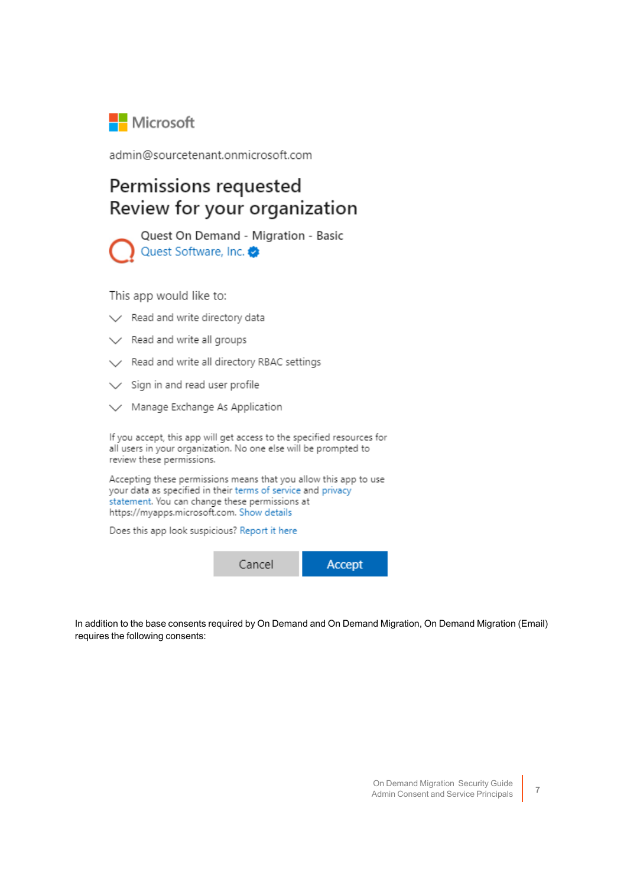Microsoft

admin@sourcetenant.onmicrosoft.com

## Permissions requested
## Review for your organization

Quest On Demand - Migration - Basic
Quest Software, Inc.

This app would like to:

- Read and write directory data
- Read and write all groups
- Read and write all directory RBAC settings
- Sign in and read user profile
- Manage Exchange As Application

If you accept, this app will get access to the specified resources for all users in your organization. No one else will be prompted to review these permissions.

Accepting these permissions means that you allow this app to use your data as specified in their terms of service and privacy statement. You can change these permissions at https://myapps.microsoft.com. Show details

Does this app look suspicious? Report it here

Cancel | Accept

In addition to the base consents required by On Demand and On Demand Migration, On Demand Migration (Email) requires the following consents: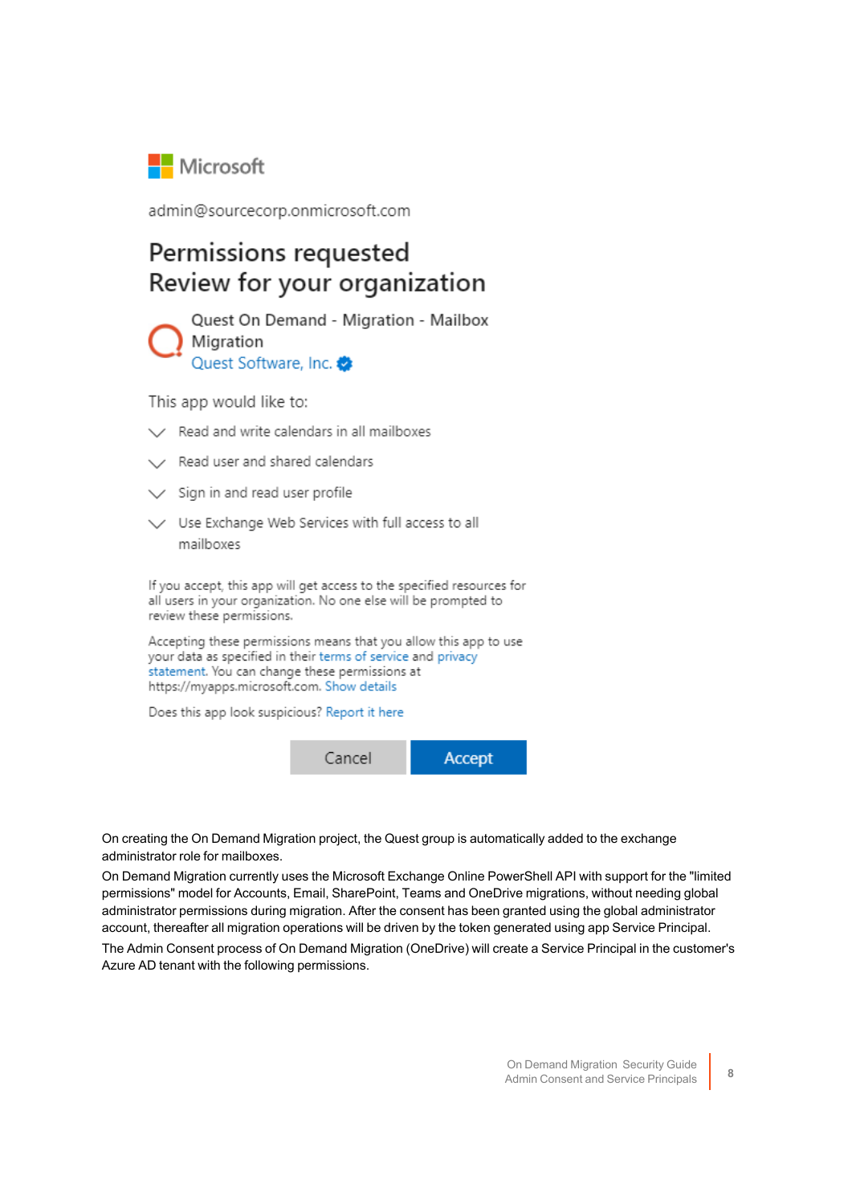Microsoft

admin@sourcecorp.onmicrosoft.com

Permissions requested
Review for your organization

Quest On Demand - Migration - Mailbox Migration
Quest Software, Inc.

This app would like to:

- Read and write calendars in all mailboxes
- Read user and shared calendars
- Sign in and read user profile
- Use Exchange Web Services with full access to all mailboxes

If you accept, this app will get access to the specified resources for all users in your organization. No one else will be prompted to review these permissions.

Accepting these permissions means that you allow this app to use your data as specified in their terms of service and privacy statement. You can change these permissions at https://myapps.microsoft.com. Show details

Does this app look suspicious? Report it here

Cancel | Accept

On creating the On Demand Migration project, the Quest group is automatically added to the exchange administrator role for mailboxes.

On Demand Migration currently uses the Microsoft Exchange Online PowerShell API with support for the "limited permissions" model for Accounts, Email, SharePoint, Teams and OneDrive migrations, without needing global administrator permissions during migration. After the consent has been granted using the global administrator account, thereafter all migration operations will be driven by the token generated using app Service Principal.

The Admin Consent process of On Demand Migration (OneDrive) will create a Service Principal in the customer's Azure AD tenant with the following permissions.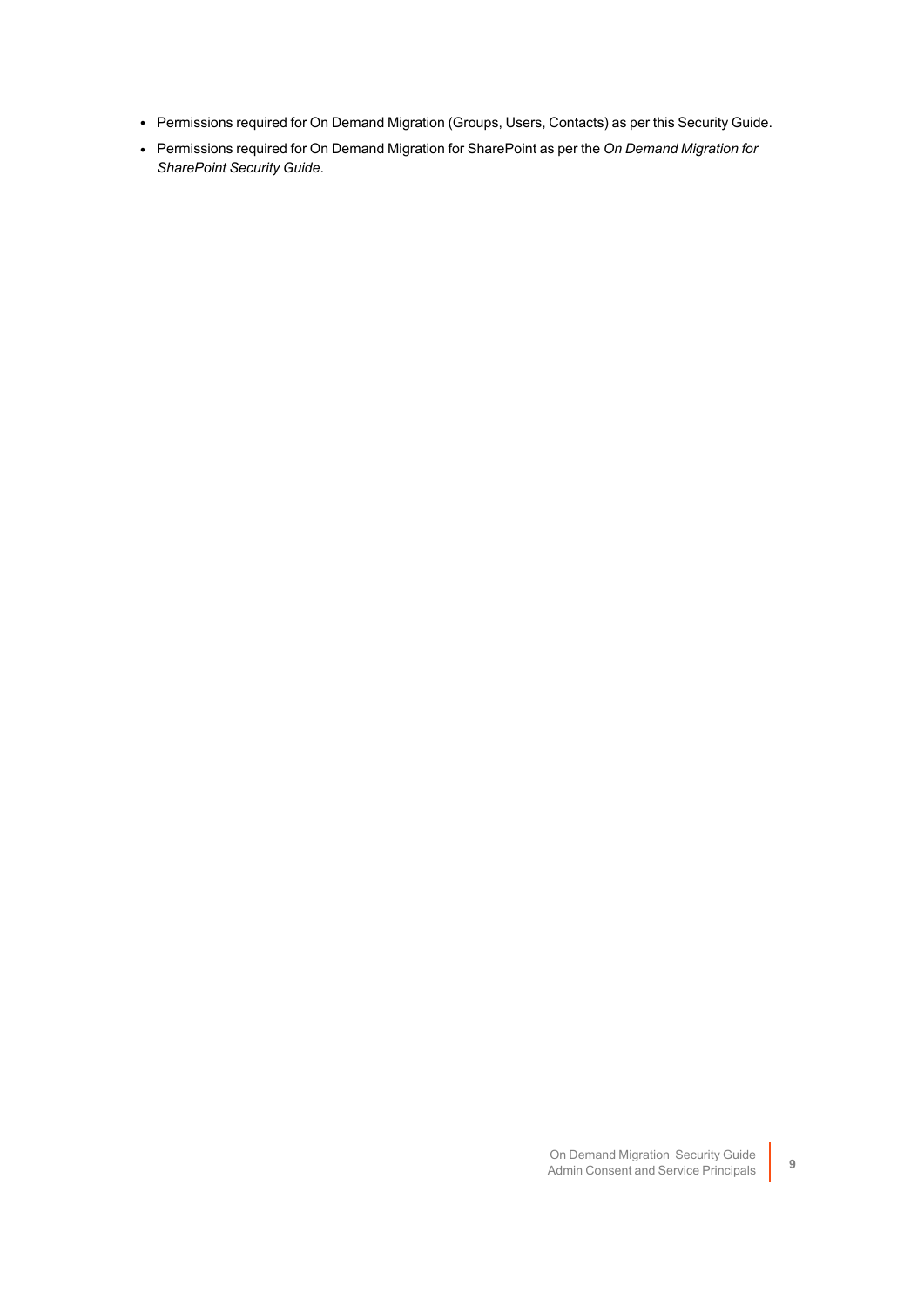- Permissions required for On Demand Migration (Groups, Users, Contacts) as per this Security Guide.
- Permissions required for On Demand Migration for SharePoint as per the *On Demand Migration for SharePoint Security Guide*.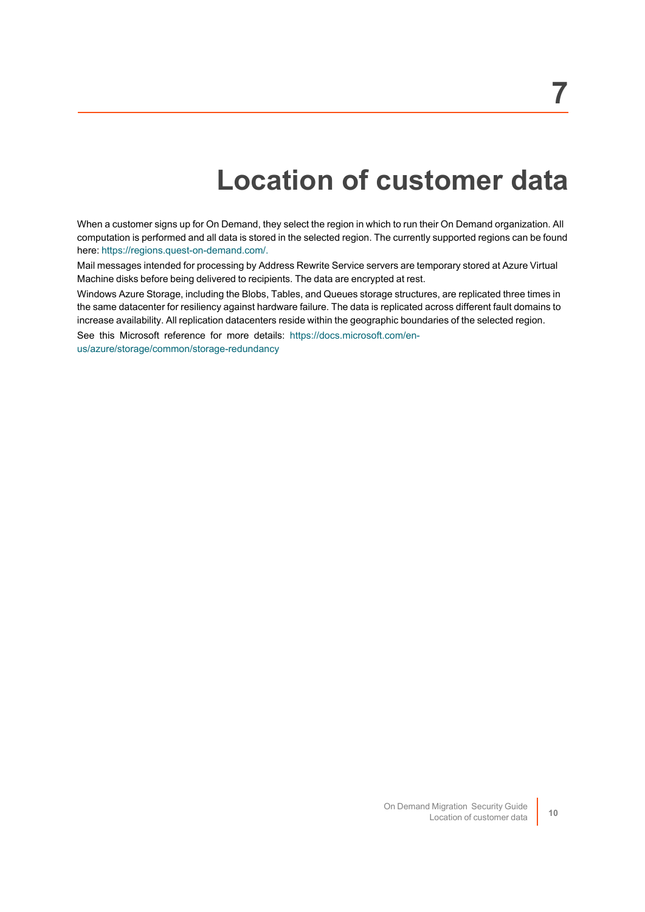# 7 Location of customer data

When a customer signs up for On Demand, they select the region in which to run their On Demand organization. All computation is performed and all data is stored in the selected region. The currently supported regions can be found here: https://regions.quest-on-demand.com/.

Mail messages intended for processing by Address Rewrite Service servers are temporary stored at Azure Virtual Machine disks before being delivered to recipients. The data are encrypted at rest.

Windows Azure Storage, including the Blobs, Tables, and Queues storage structures, are replicated three times in the same datacenter for resiliency against hardware failure. The data is replicated across different fault domains to increase availability. All replication datacenters reside within the geographic boundaries of the selected region.

See this Microsoft reference for more details: https://docs.microsoft.com/en-us/azure/storage/common/storage-redundancy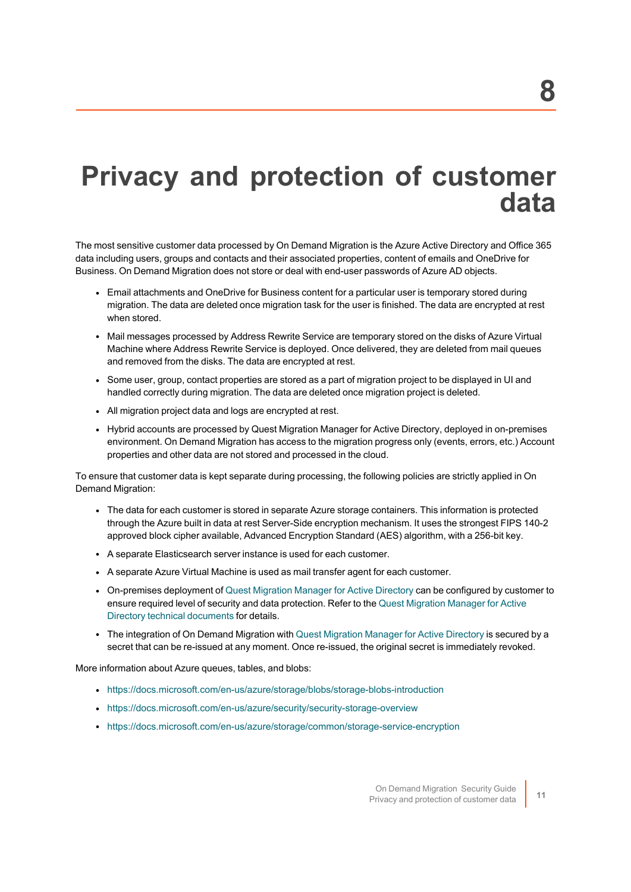# 8

# Privacy and protection of customer data

The most sensitive customer data processed by On Demand Migration is the Azure Active Directory and Office 365 data including users, groups and contacts and their associated properties, content of emails and OneDrive for Business. On Demand Migration does not store or deal with end-user passwords of Azure AD objects.

- Email attachments and OneDrive for Business content for a particular user is temporary stored during migration. The data are deleted once migration task for the user is finished. The data are encrypted at rest when stored.
- Mail messages processed by Address Rewrite Service are temporary stored on the disks of Azure Virtual Machine where Address Rewrite Service is deployed. Once delivered, they are deleted from mail queues and removed from the disks. The data are encrypted at rest.
- Some user, group, contact properties are stored as a part of migration project to be displayed in UI and handled correctly during migration. The data are deleted once migration project is deleted.
- All migration project data and logs are encrypted at rest.
- Hybrid accounts are processed by Quest Migration Manager for Active Directory, deployed in on-premises environment. On Demand Migration has access to the migration progress only (events, errors, etc.) Account properties and other data are not stored and processed in the cloud.

To ensure that customer data is kept separate during processing, the following policies are strictly applied in On Demand Migration:

- The data for each customer is stored in separate Azure storage containers. This information is protected through the Azure built in data at rest Server-Side encryption mechanism. It uses the strongest FIPS 140-2 approved block cipher available, Advanced Encryption Standard (AES) algorithm, with a 256-bit key.
- A separate Elasticsearch server instance is used for each customer.
- A separate Azure Virtual Machine is used as mail transfer agent for each customer.
- On-premises deployment of Quest Migration Manager for Active Directory can be configured by customer to ensure required level of security and data protection. Refer to the Quest Migration Manager for Active Directory technical documents for details.
- The integration of On Demand Migration with Quest Migration Manager for Active Directory is secured by a secret that can be re-issued at any moment. Once re-issued, the original secret is immediately revoked.

More information about Azure queues, tables, and blobs:

- https://docs.microsoft.com/en-us/azure/storage/blobs/storage-blobs-introduction
- https://docs.microsoft.com/en-us/azure/security/security-storage-overview
- https://docs.microsoft.com/en-us/azure/storage/common/storage-service-encryption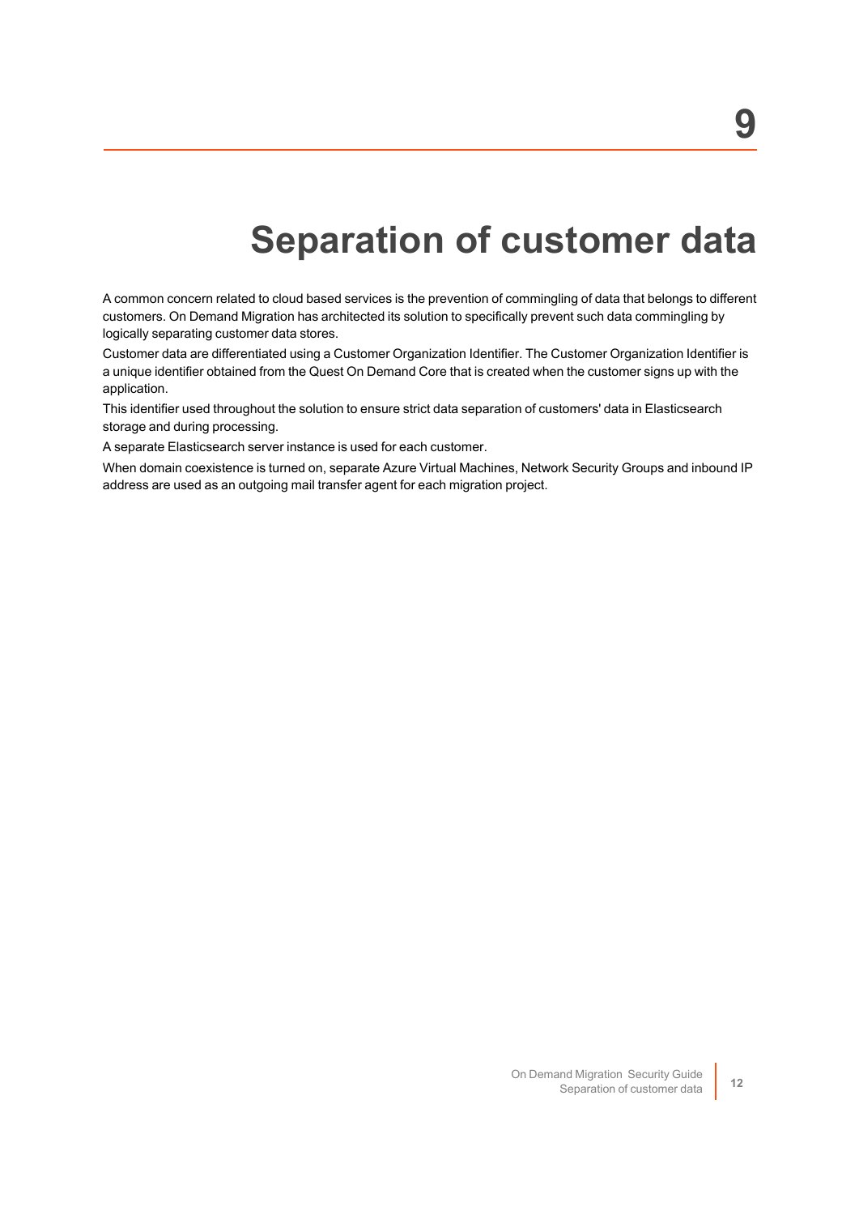# 9 Separation of customer data

A common concern related to cloud based services is the prevention of commingling of data that belongs to different customers. On Demand Migration has architected its solution to specifically prevent such data commingling by logically separating customer data stores.

Customer data are differentiated using a Customer Organization Identifier. The Customer Organization Identifier is a unique identifier obtained from the Quest On Demand Core that is created when the customer signs up with the application.

This identifier used throughout the solution to ensure strict data separation of customers' data in Elasticsearch storage and during processing.

A separate Elasticsearch server instance is used for each customer.

When domain coexistence is turned on, separate Azure Virtual Machines, Network Security Groups and inbound IP address are used as an outgoing mail transfer agent for each migration project.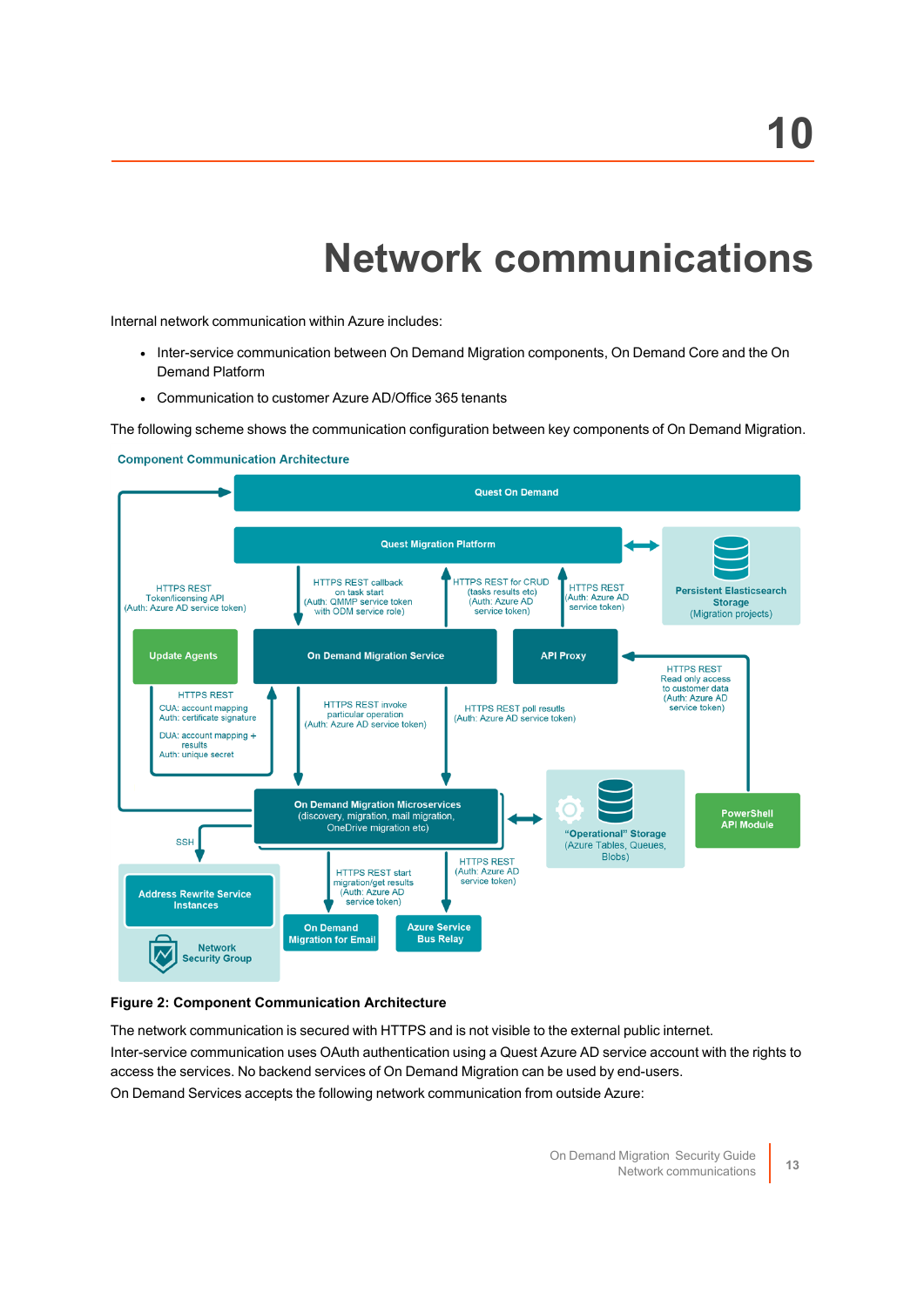# 10

# Network communications

Internal network communication within Azure includes:

- Inter-service communication between On Demand Migration components, On Demand Core and the On Demand Platform
- Communication to customer Azure AD/Office 365 tenants

The following scheme shows the communication configuration between key components of On Demand Migration.

**Component Communication Architecture**

**Figure 2: Component Communication Architecture**

The network communication is secured with HTTPS and is not visible to the external public internet.

Inter-service communication uses OAuth authentication using a Quest Azure AD service account with the rights to access the services. No backend services of On Demand Migration can be used by end-users.

On Demand Services accepts the following network communication from outside Azure: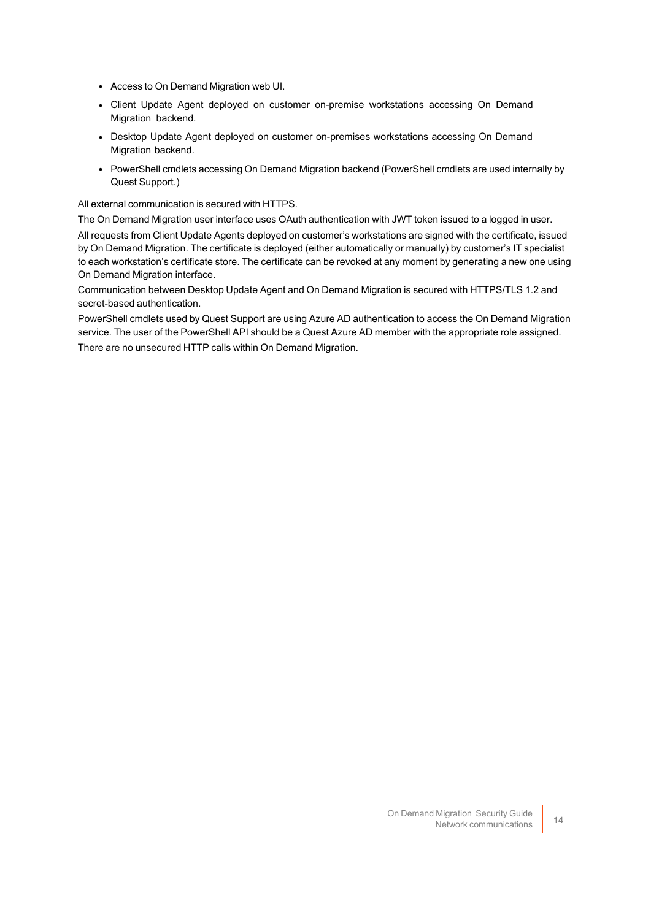- Access to On Demand Migration web UI.
- Client Update Agent deployed on customer on-premise workstations accessing On Demand Migration backend.
- Desktop Update Agent deployed on customer on-premises workstations accessing On Demand Migration backend.
- PowerShell cmdlets accessing On Demand Migration backend (PowerShell cmdlets are used internally by Quest Support.)

All external communication is secured with HTTPS.

The On Demand Migration user interface uses OAuth authentication with JWT token issued to a logged in user.

All requests from Client Update Agents deployed on customer's workstations are signed with the certificate, issued by On Demand Migration. The certificate is deployed (either automatically or manually) by customer's IT specialist to each workstation's certificate store. The certificate can be revoked at any moment by generating a new one using On Demand Migration interface.

Communication between Desktop Update Agent and On Demand Migration is secured with HTTPS/TLS 1.2 and secret-based authentication.

PowerShell cmdlets used by Quest Support are using Azure AD authentication to access the On Demand Migration service. The user of the PowerShell API should be a Quest Azure AD member with the appropriate role assigned.

There are no unsecured HTTP calls within On Demand Migration.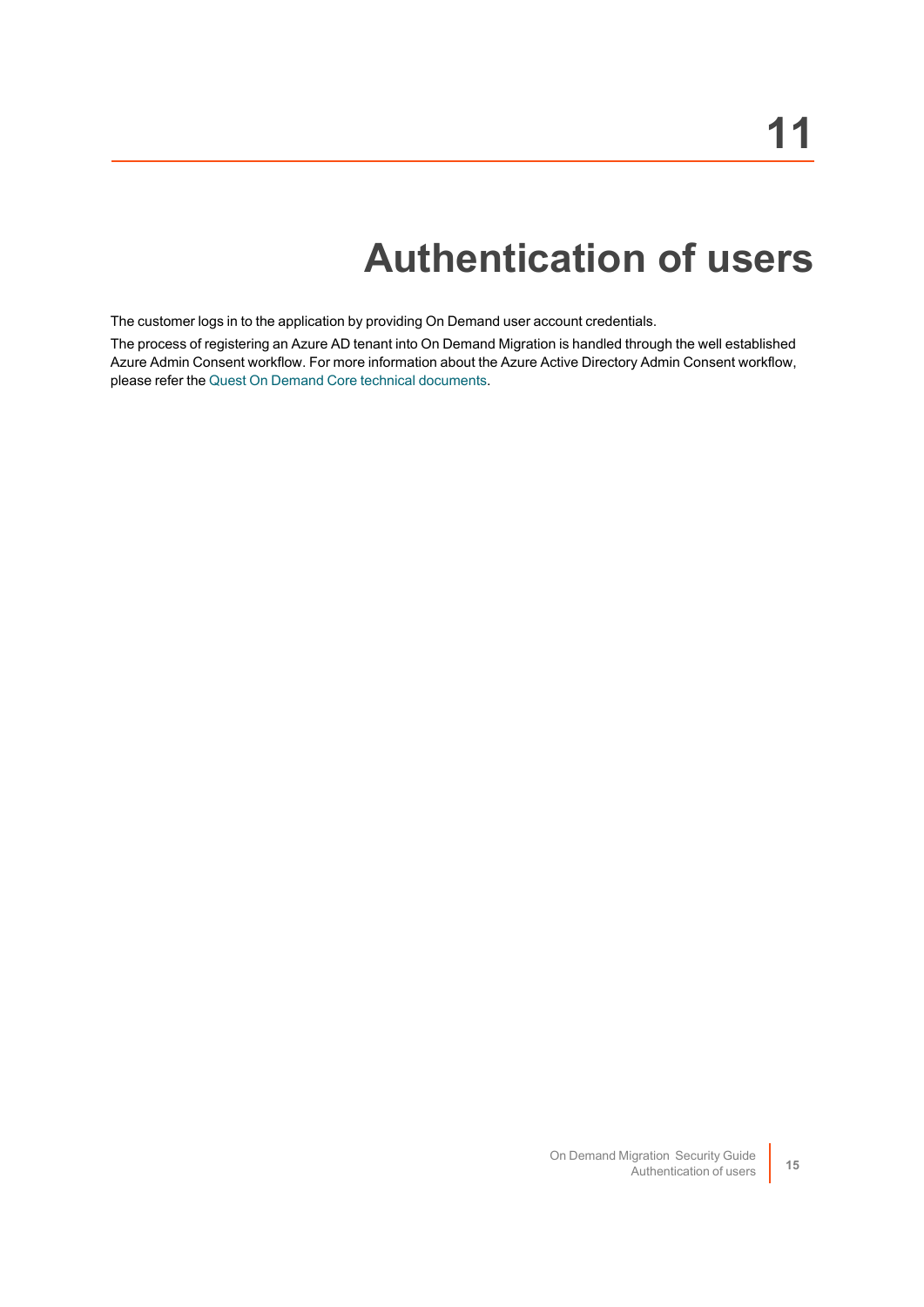# 11

# Authentication of users

The customer logs in to the application by providing On Demand user account credentials.

The process of registering an Azure AD tenant into On Demand Migration is handled through the well established Azure Admin Consent workflow. For more information about the Azure Active Directory Admin Consent workflow, please refer the Quest On Demand Core technical documents.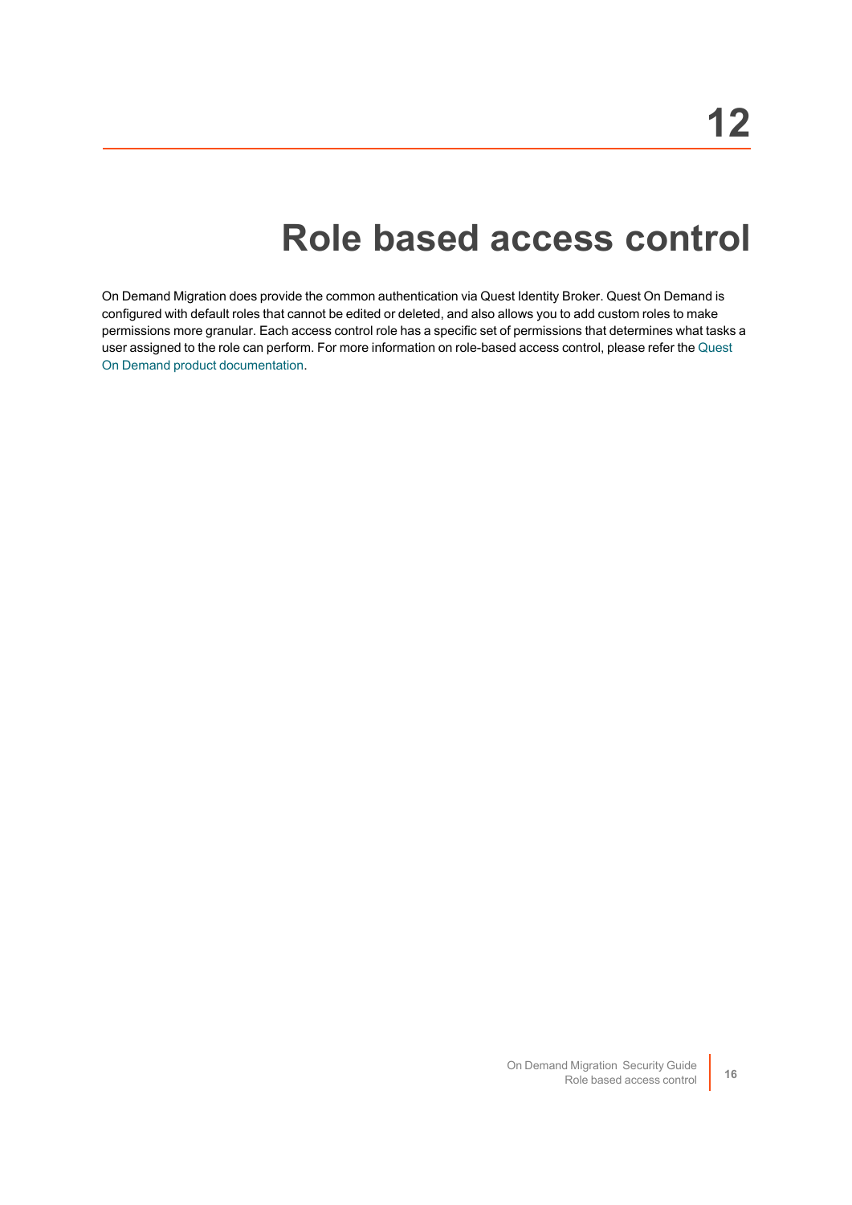# 12

# Role based access control

On Demand Migration does provide the common authentication via Quest Identity Broker. Quest On Demand is configured with default roles that cannot be edited or deleted, and also allows you to add custom roles to make permissions more granular. Each access control role has a specific set of permissions that determines what tasks a user assigned to the role can perform. For more information on role-based access control, please refer the Quest On Demand product documentation.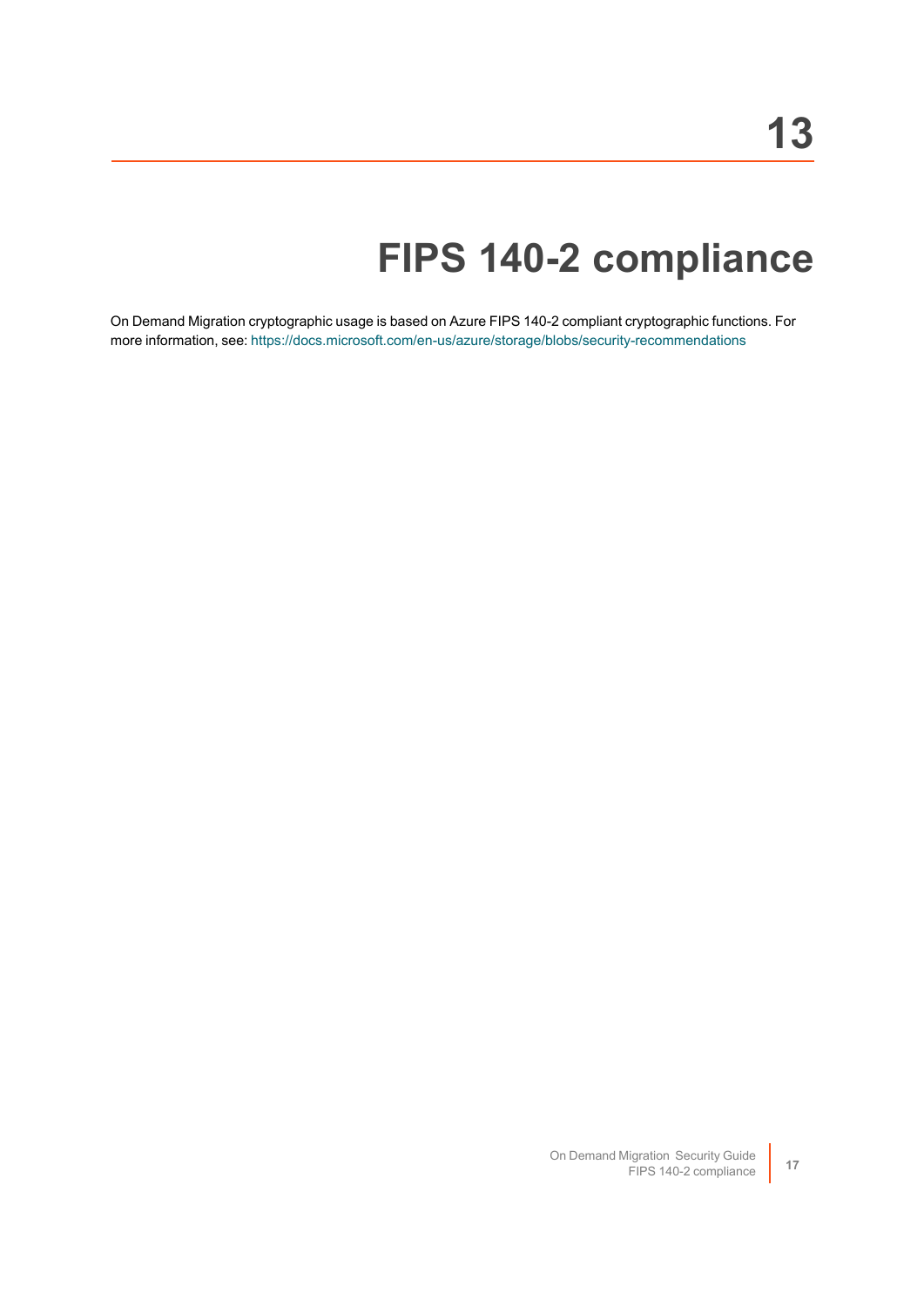# 13

# FIPS 140-2 compliance

On Demand Migration cryptographic usage is based on Azure FIPS 140-2 compliant cryptographic functions. For more information, see: https://docs.microsoft.com/en-us/azure/storage/blobs/security-recommendations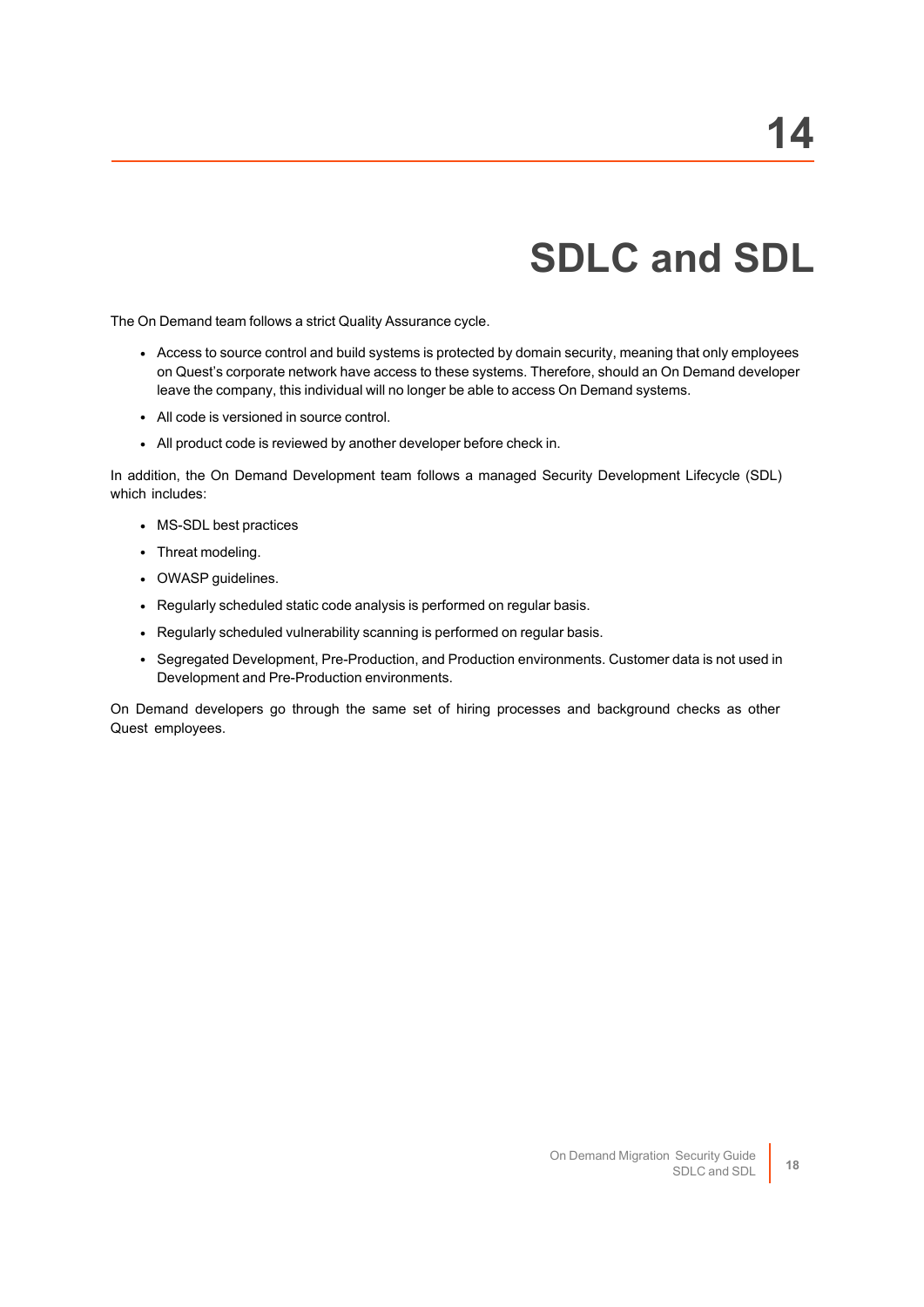# 14

# SDLC and SDL

The On Demand team follows a strict Quality Assurance cycle.

- Access to source control and build systems is protected by domain security, meaning that only employees on Quest's corporate network have access to these systems. Therefore, should an On Demand developer leave the company, this individual will no longer be able to access On Demand systems.
- All code is versioned in source control.
- All product code is reviewed by another developer before check in.

In addition, the On Demand Development team follows a managed Security Development Lifecycle (SDL) which includes:

- MS-SDL best practices
- Threat modeling.
- OWASP guidelines.
- Regularly scheduled static code analysis is performed on regular basis.
- Regularly scheduled vulnerability scanning is performed on regular basis.
- Segregated Development, Pre-Production, and Production environments. Customer data is not used in Development and Pre-Production environments.

On Demand developers go through the same set of hiring processes and background checks as other Quest employees.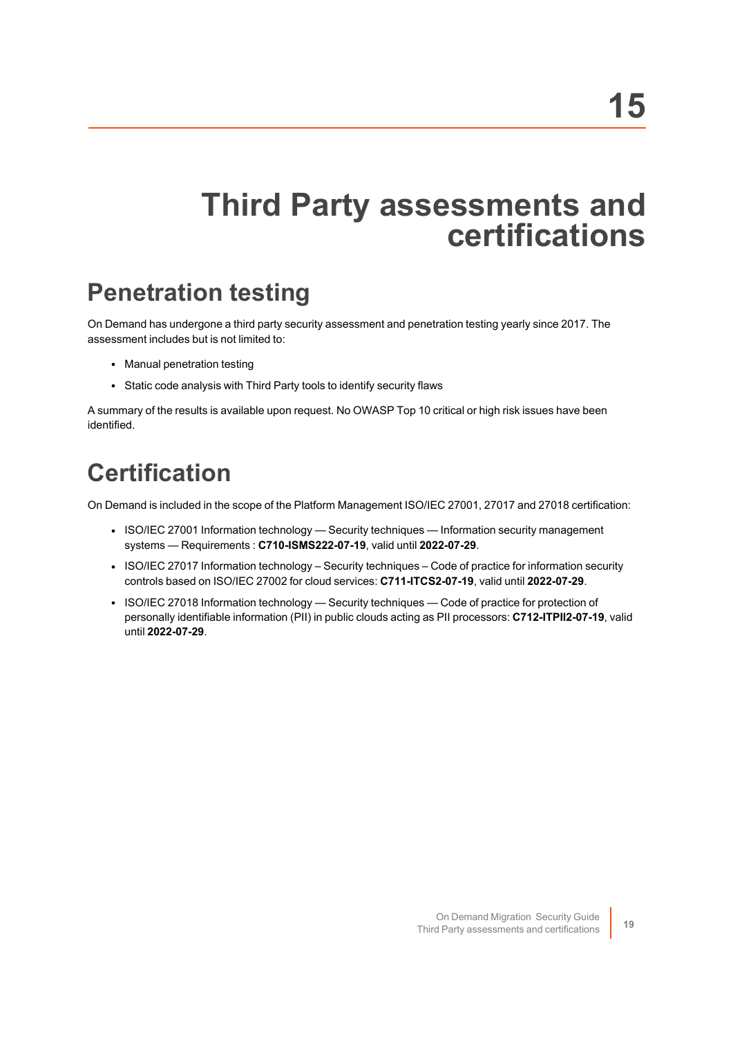# 15

# Third Party assessments and certifications

## Penetration testing

On Demand has undergone a third party security assessment and penetration testing yearly since 2017. The assessment includes but is not limited to:

- Manual penetration testing
- Static code analysis with Third Party tools to identify security flaws

A summary of the results is available upon request. No OWASP Top 10 critical or high risk issues have been identified.

## Certification

On Demand is included in the scope of the Platform Management ISO/IEC 27001, 27017 and 27018 certification:

- ISO/IEC 27001 Information technology — Security techniques — Information security management systems — Requirements : **C710-ISMS222-07-19**, valid until **2022-07-29**.
- ISO/IEC 27017 Information technology – Security techniques – Code of practice for information security controls based on ISO/IEC 27002 for cloud services: **C711-ITCS2-07-19**, valid until **2022-07-29**.
- ISO/IEC 27018 Information technology — Security techniques — Code of practice for protection of personally identifiable information (PII) in public clouds acting as PII processors: **C712-ITPII2-07-19**, valid until **2022-07-29**.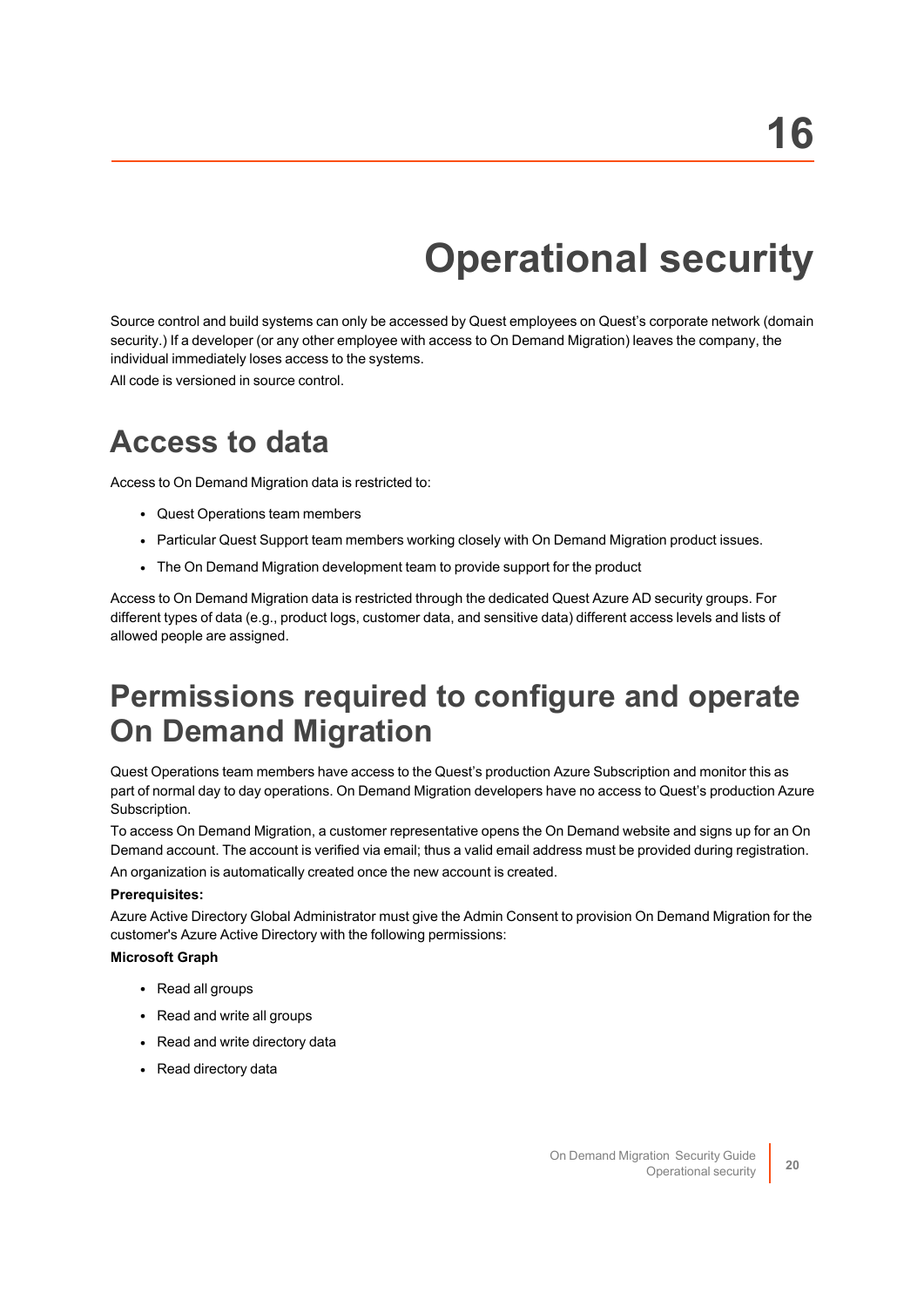# 16

# Operational security

Source control and build systems can only be accessed by Quest employees on Quest's corporate network (domain security.) If a developer (or any other employee with access to On Demand Migration) leaves the company, the individual immediately loses access to the systems.

All code is versioned in source control.

## Access to data

Access to On Demand Migration data is restricted to:

- Quest Operations team members
- Particular Quest Support team members working closely with On Demand Migration product issues.
- The On Demand Migration development team to provide support for the product

Access to On Demand Migration data is restricted through the dedicated Quest Azure AD security groups. For different types of data (e.g., product logs, customer data, and sensitive data) different access levels and lists of allowed people are assigned.

## Permissions required to configure and operate On Demand Migration

Quest Operations team members have access to the Quest's production Azure Subscription and monitor this as part of normal day to day operations. On Demand Migration developers have no access to Quest's production Azure Subscription.

To access On Demand Migration, a customer representative opens the On Demand website and signs up for an On Demand account. The account is verified via email; thus a valid email address must be provided during registration. An organization is automatically created once the new account is created.

**Prerequisites:**

Azure Active Directory Global Administrator must give the Admin Consent to provision On Demand Migration for the customer's Azure Active Directory with the following permissions:

**Microsoft Graph**

- Read all groups
- Read and write all groups
- Read and write directory data
- Read directory data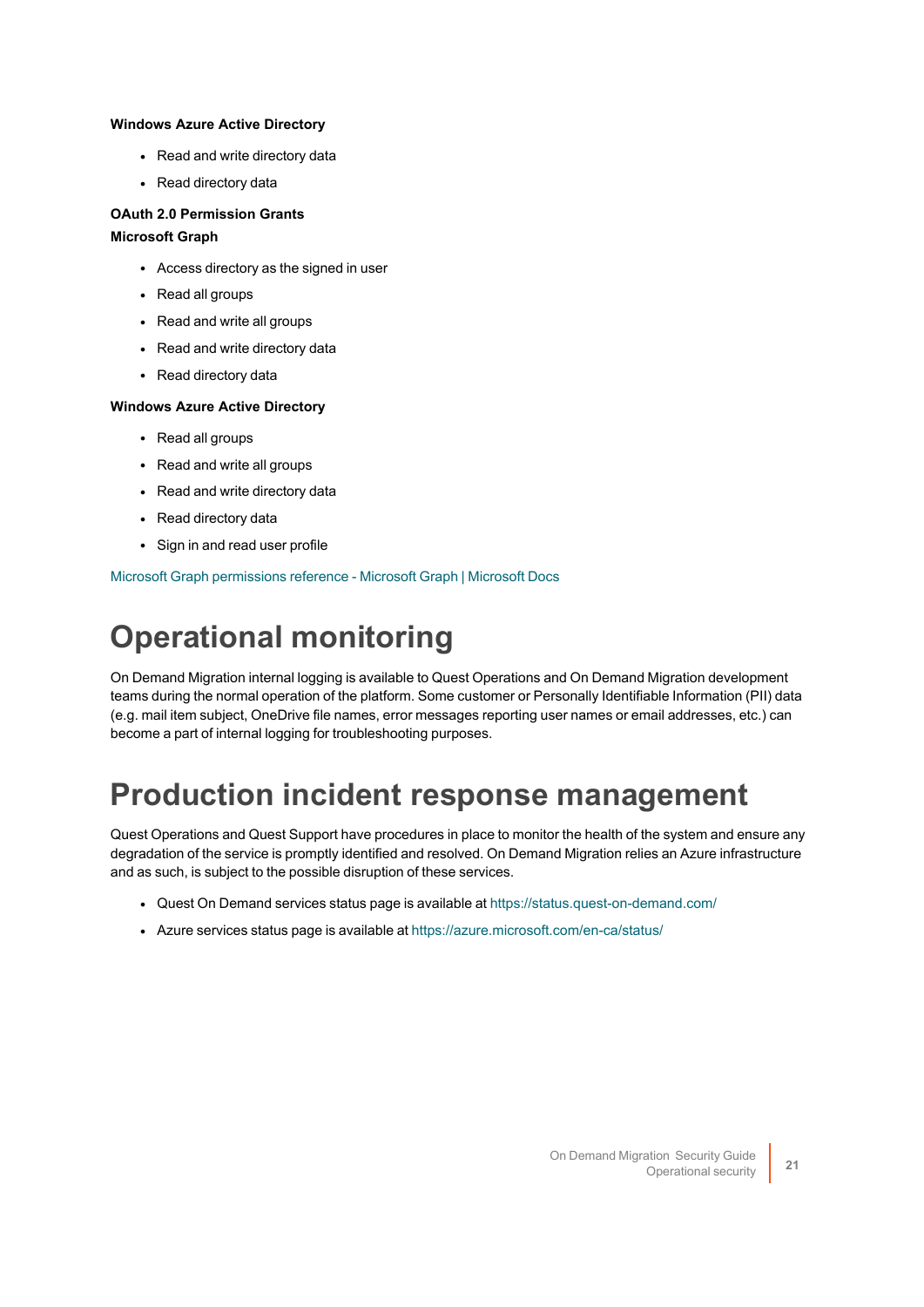**Windows Azure Active Directory**

- Read and write directory data
- Read directory data

**OAuth 2.0 Permission Grants**

**Microsoft Graph**

- Access directory as the signed in user
- Read all groups
- Read and write all groups
- Read and write directory data
- Read directory data

**Windows Azure Active Directory**

- Read all groups
- Read and write all groups
- Read and write directory data
- Read directory data
- Sign in and read user profile

Microsoft Graph permissions reference - Microsoft Graph | Microsoft Docs

# Operational monitoring

On Demand Migration internal logging is available to Quest Operations and On Demand Migration development teams during the normal operation of the platform. Some customer or Personally Identifiable Information (PII) data (e.g. mail item subject, OneDrive file names, error messages reporting user names or email addresses, etc.) can become a part of internal logging for troubleshooting purposes.

# Production incident response management

Quest Operations and Quest Support have procedures in place to monitor the health of the system and ensure any degradation of the service is promptly identified and resolved. On Demand Migration relies an Azure infrastructure and as such, is subject to the possible disruption of these services.

- Quest On Demand services status page is available at https://status.quest-on-demand.com/
- Azure services status page is available at https://azure.microsoft.com/en-ca/status/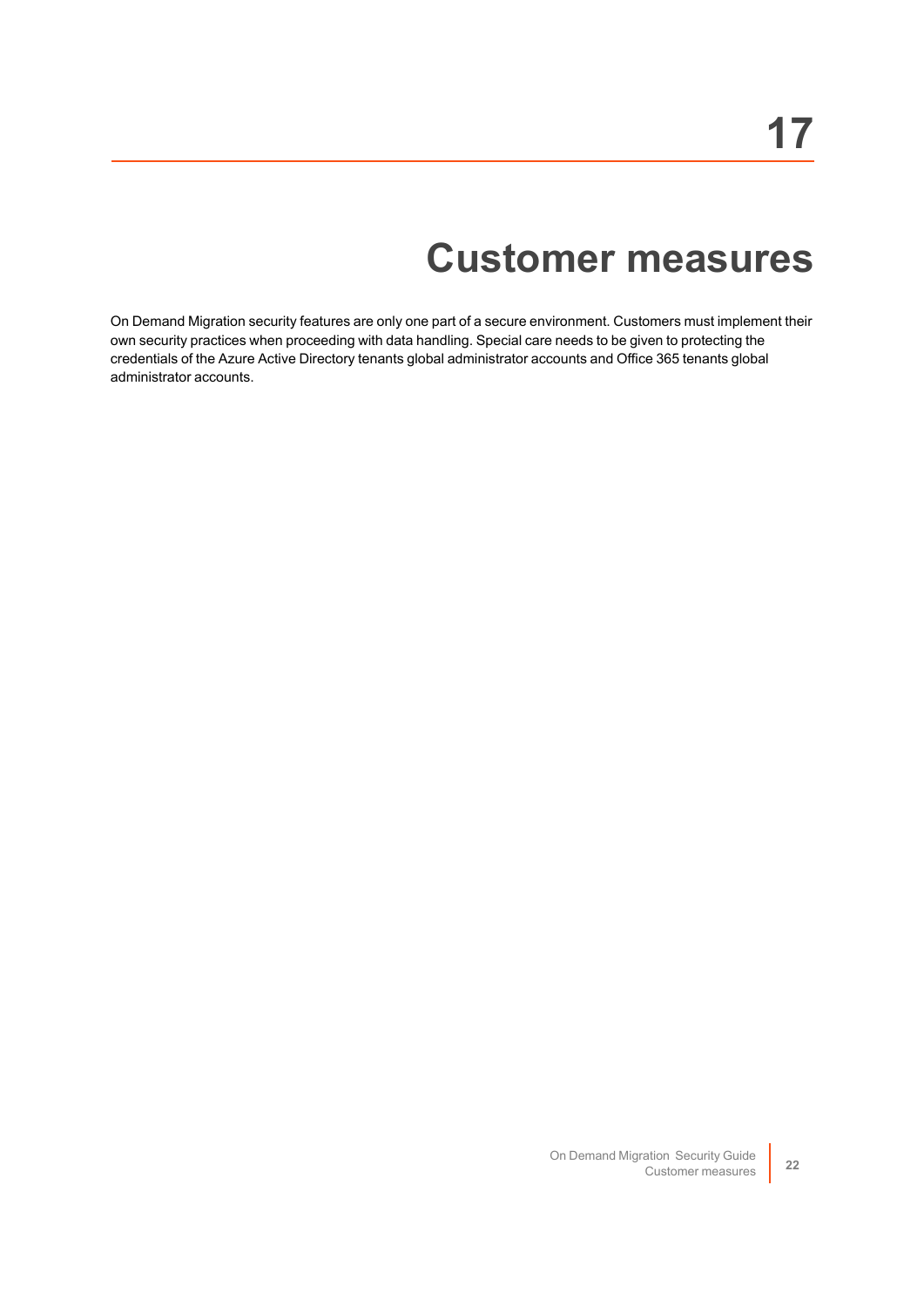# 17

# Customer measures

On Demand Migration security features are only one part of a secure environment. Customers must implement their own security practices when proceeding with data handling. Special care needs to be given to protecting the credentials of the Azure Active Directory tenants global administrator accounts and Office 365 tenants global administrator accounts.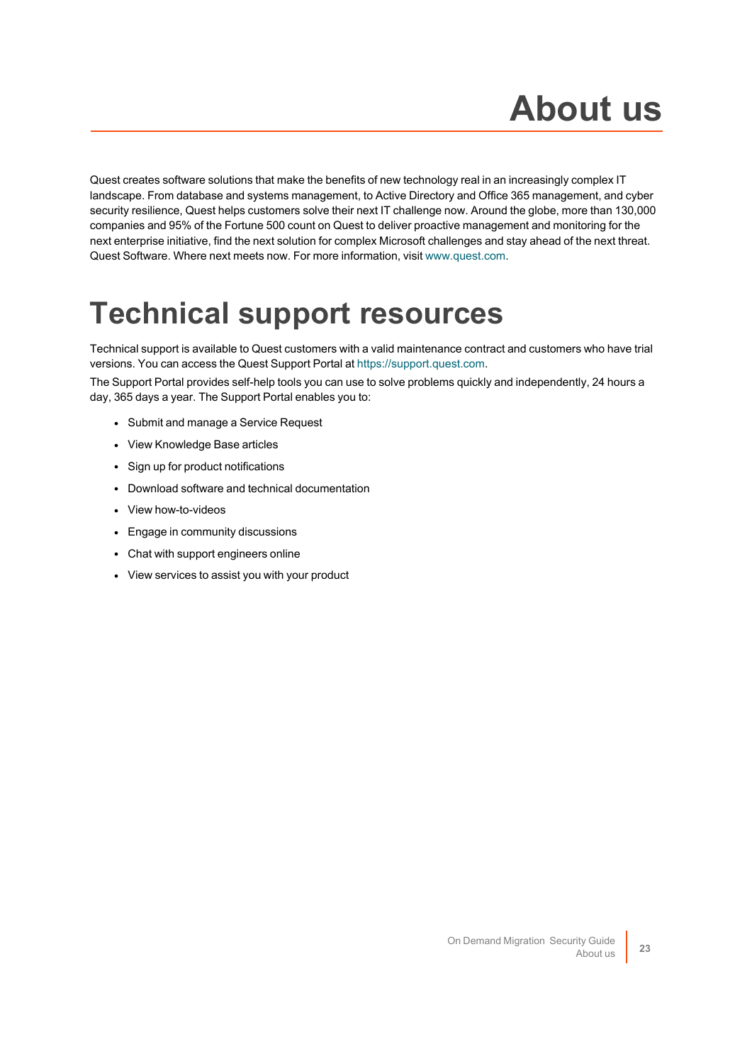# About us

Quest creates software solutions that make the benefits of new technology real in an increasingly complex IT landscape. From database and systems management, to Active Directory and Office 365 management, and cyber security resilience, Quest helps customers solve their next IT challenge now. Around the globe, more than 130,000 companies and 95% of the Fortune 500 count on Quest to deliver proactive management and monitoring for the next enterprise initiative, find the next solution for complex Microsoft challenges and stay ahead of the next threat. Quest Software. Where next meets now. For more information, visit www.quest.com.

# Technical support resources

Technical support is available to Quest customers with a valid maintenance contract and customers who have trial versions. You can access the Quest Support Portal at https://support.quest.com.

The Support Portal provides self-help tools you can use to solve problems quickly and independently, 24 hours a day, 365 days a year. The Support Portal enables you to:

- Submit and manage a Service Request
- View Knowledge Base articles
- Sign up for product notifications
- Download software and technical documentation
- View how-to-videos
- Engage in community discussions
- Chat with support engineers online
- View services to assist you with your product